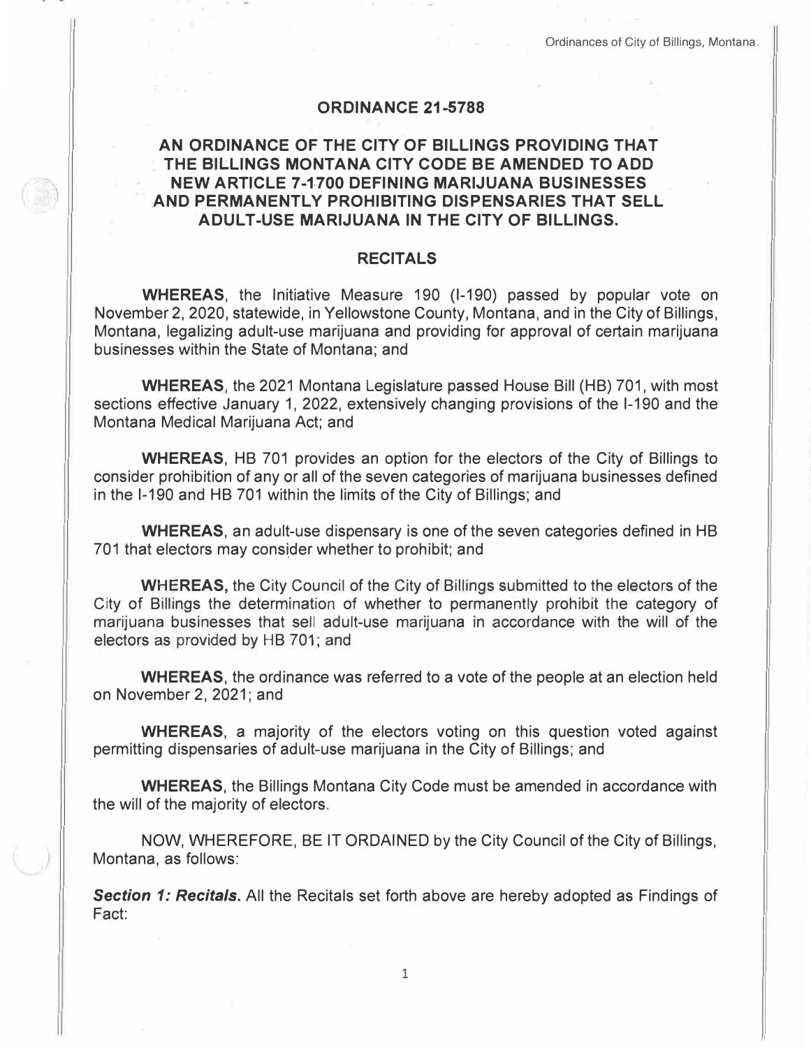# ORDINANCE 21-5788

## AN ORDINANCE OF THE CITY OF BILLINGS PROVIDING THAT THE BILLINGS MONTANA CITY CODE BE AMENDED TO ADD NEW ARTICLE 7-1700 DEFINING MARIJUANA BUSINESSES AND PERMANENTLY PROHIBITING DISPENSARIES THAT SELL ADULT-USE MARIJUANA IN THE CITY OF BILLINGS.

## RECITALS

**WHEREAS**, the Initiative Measure 190 (I-190) passed by popular vote on November 2, 2020, statewide, in Yellowstone County, Montana, and in the City of Billings, Montana, legalizing adult-use marijuana and providing for approval of certain marijuana businesses within the State of Montana; and

**WHEREAS**, the 2021 Montana Legislature passed House Bill (HB) 701, with most sections effective January 1, 2022, extensively changing provisions of the I-190 and the Montana Medical Marijuana Act; and

**WHEREAS**, HB 701 provides an option for the electors of the City of Billings to consider prohibition of any or all of the seven categories of marijuana businesses defined in the I-190 and HB 701 within the limits of the City of Billings; and

**WHEREAS**, an adult-use dispensary is one of the seven categories defined in HB 701 that electors may consider whether to prohibit; and

**WHEREAS,** the City Council of the City of Billings submitted to the electors of the City of Billings the determination of whether to permanently prohibit the category of marijuana businesses that sell adult-use marijuana in accordance with the will of the electors as provided by HB 701; and

**WHEREAS**, the ordinance was referred to a vote of the people at an election held on November 2, 2021; and

**WHEREAS**, a majority of the electors voting on this question voted against permitting dispensaries of adult-use marijuana in the City of Billings; and

**WHEREAS**, the Billings Montana City Code must be amended in accordance with the will of the majority of electors.

NOW, WHEREFORE, BE IT ORDAINED by the City Council of the City of Billings, Montana, as follows:

***Section 1: Recitals***. All the Recitals set forth above are hereby adopted as Findings of Fact: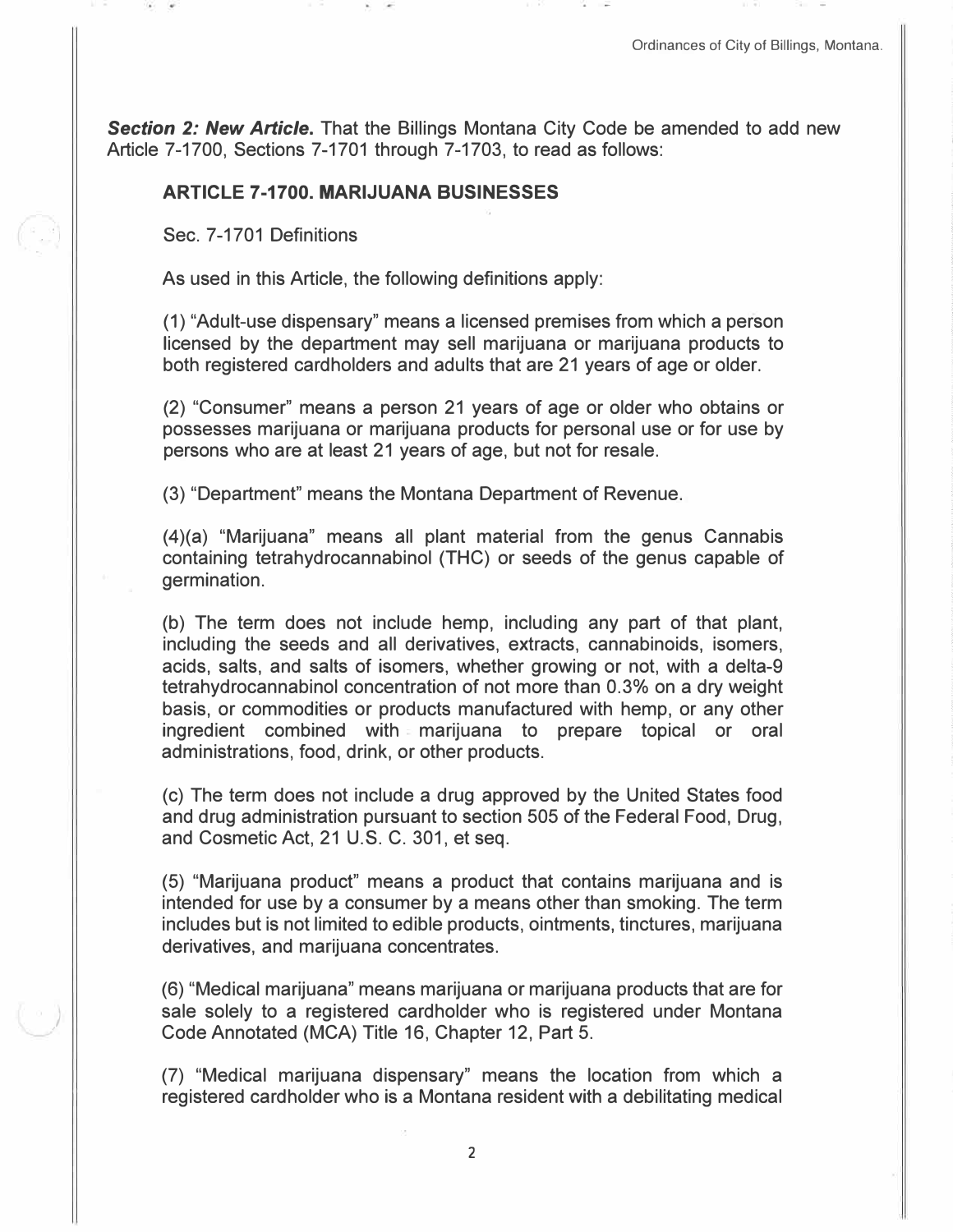***Section 2: New Article.*** That the Billings Montana City Code be amended to add new Article 7-1700, Sections 7-1701 through 7-1703, to read as follows:

**ARTICLE 7-1700. MARIJUANA BUSINESSES**

Sec. 7-1701 Definitions

As used in this Article, the following definitions apply:

(1) "Adult-use dispensary" means a licensed premises from which a person licensed by the department may sell marijuana or marijuana products to both registered cardholders and adults that are 21 years of age or older.

(2) "Consumer" means a person 21 years of age or older who obtains or possesses marijuana or marijuana products for personal use or for use by persons who are at least 21 years of age, but not for resale.

(3) "Department" means the Montana Department of Revenue.

(4)(a) "Marijuana" means all plant material from the genus Cannabis containing tetrahydrocannabinol (THC) or seeds of the genus capable of germination.

(b) The term does not include hemp, including any part of that plant, including the seeds and all derivatives, extracts, cannabinoids, isomers, acids, salts, and salts of isomers, whether growing or not, with a delta-9 tetrahydrocannabinol concentration of not more than 0.3% on a dry weight basis, or commodities or products manufactured with hemp, or any other ingredient combined with marijuana to prepare topical or oral administrations, food, drink, or other products.

(c) The term does not include a drug approved by the United States food and drug administration pursuant to section 505 of the Federal Food, Drug, and Cosmetic Act, 21 U.S. C. 301, et seq.

(5) "Marijuana product" means a product that contains marijuana and is intended for use by a consumer by a means other than smoking. The term includes but is not limited to edible products, ointments, tinctures, marijuana derivatives, and marijuana concentrates.

(6) "Medical marijuana" means marijuana or marijuana products that are for sale solely to a registered cardholder who is registered under Montana Code Annotated (MCA) Title 16, Chapter 12, Part 5.

(7) "Medical marijuana dispensary" means the location from which a registered cardholder who is a Montana resident with a debilitating medical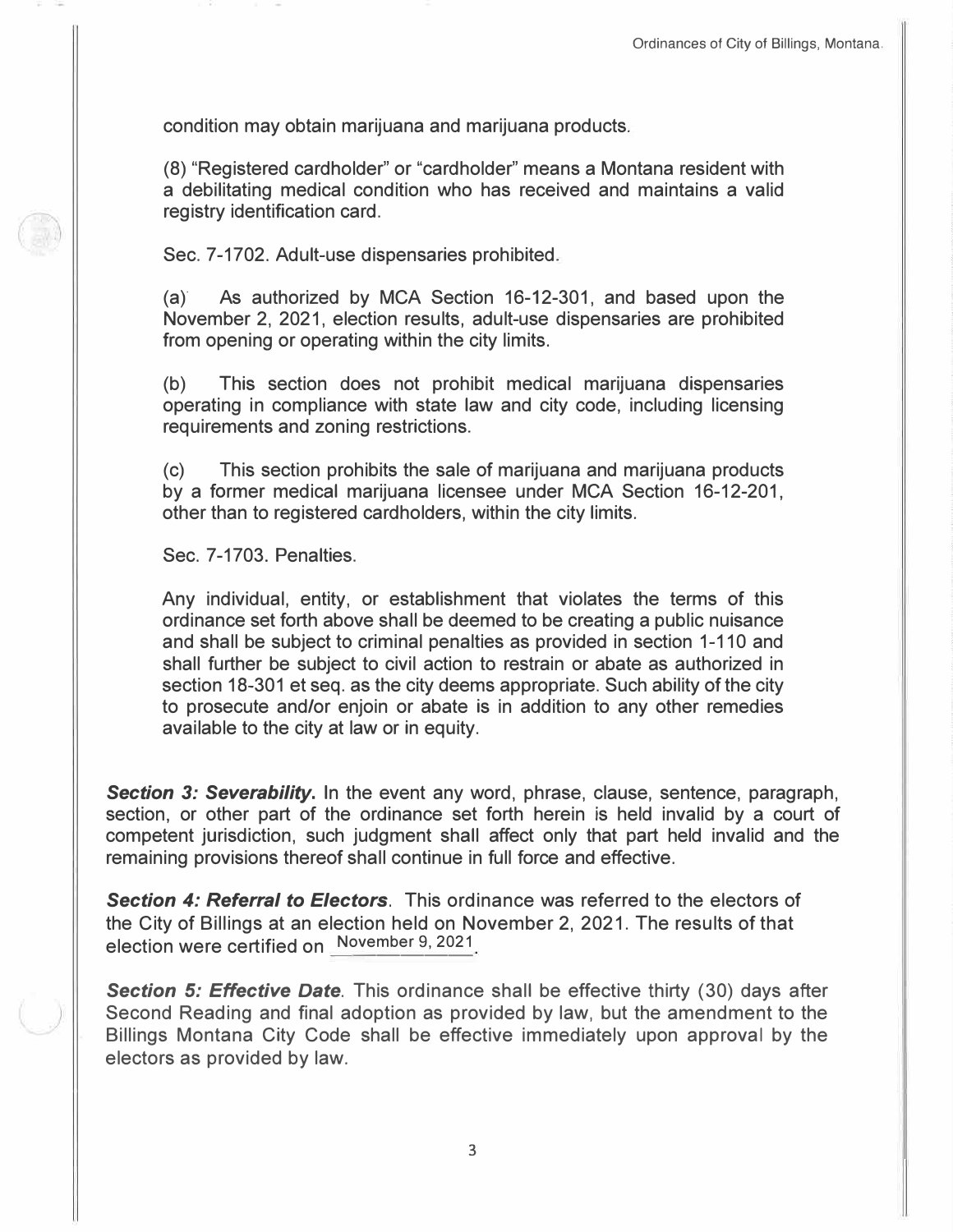condition may obtain marijuana and marijuana products.

(8) "Registered cardholder" or "cardholder" means a Montana resident with a debilitating medical condition who has received and maintains a valid registry identification card.

Sec. 7-1702. Adult-use dispensaries prohibited.

(a) As authorized by MCA Section 16-12-301, and based upon the November 2, 2021, election results, adult-use dispensaries are prohibited from opening or operating within the city limits.

(b) This section does not prohibit medical marijuana dispensaries operating in compliance with state law and city code, including licensing requirements and zoning restrictions.

(c) This section prohibits the sale of marijuana and marijuana products by a former medical marijuana licensee under MCA Section 16-12-201, other than to registered cardholders, within the city limits.

Sec. 7-1703. Penalties.

Any individual, entity, or establishment that violates the terms of this ordinance set forth above shall be deemed to be creating a public nuisance and shall be subject to criminal penalties as provided in section 1-110 and shall further be subject to civil action to restrain or abate as authorized in section 18-301 et seq. as the city deems appropriate. Such ability of the city to prosecute and/or enjoin or abate is in addition to any other remedies available to the city at law or in equity.

***Section 3: Severability.*** In the event any word, phrase, clause, sentence, paragraph, section, or other part of the ordinance set forth herein is held invalid by a court of competent jurisdiction, such judgment shall affect only that part held invalid and the remaining provisions thereof shall continue in full force and effective.

***Section 4: Referral to Electors***. This ordinance was referred to the electors of the City of Billings at an election held on November 2, 2021. The results of that election were certified on November 9, 2021.

***Section 5: Effective Date***. This ordinance shall be effective thirty (30) days after Second Reading and final adoption as provided by law, but the amendment to the Billings Montana City Code shall be effective immediately upon approval by the electors as provided by law.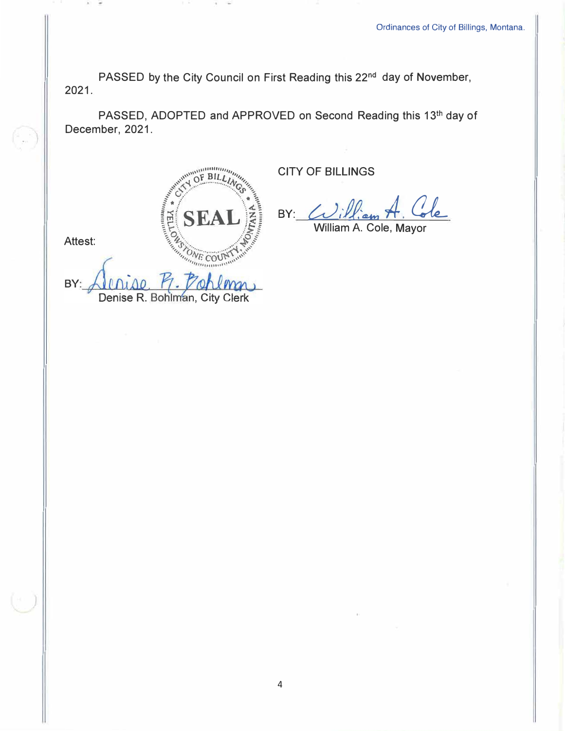PASSED by the City Council on First Reading this 22nd day of November, 2021.

PASSED, ADOPTED and APPROVED on Second Reading this 13th day of December, 2021.

CITY OF BILLINGS

BY: William A. Cole
William A. Cole, Mayor

SEAL
CITY OF BILLINGS
YELLOWSTONE COUNTY, MONTANA

Attest:

BY: Denise R. Bohlman
Denise R. Bohlman, City Clerk